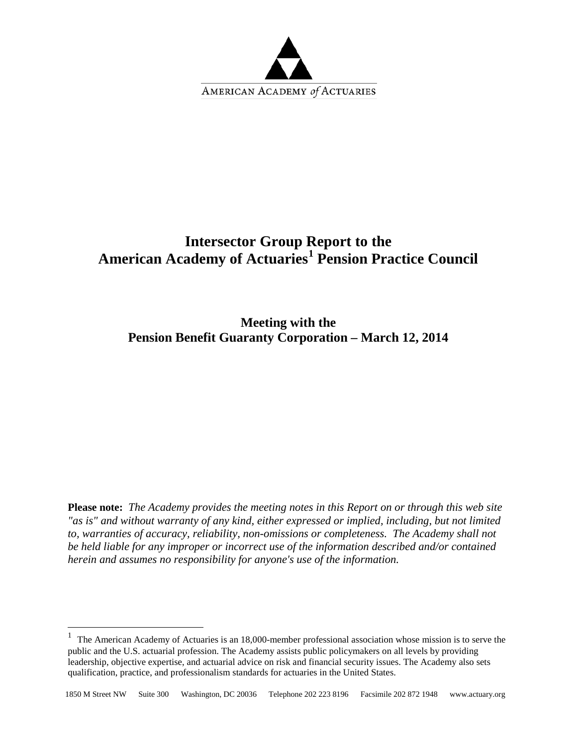AMERICAN ACADEMY of ACTUARIES

# Intersector Group Report to the American Academy of Actuaries[1] Pension Practice Council

## Meeting with the Pension Benefit Guaranty Corporation – March 12, 2014

**Please note:** *The Academy provides the meeting notes in this Report on or through this web site "as is" and without warranty of any kind, either expressed or implied, including, but not limited to, warranties of accuracy, reliability, non-omissions or completeness. The Academy shall not be held liable for any improper or incorrect use of the information described and/or contained herein and assumes no responsibility for anyone's use of the information.*

---

[1] The American Academy of Actuaries is an 18,000-member professional association whose mission is to serve the public and the U.S. actuarial profession. The Academy assists public policymakers on all levels by providing leadership, objective expertise, and actuarial advice on risk and financial security issues. The Academy also sets qualification, practice, and professionalism standards for actuaries in the United States.

1850 M Street NW Suite 300 Washington, DC 20036 Telephone 202 223 8196 Facsimile 202 872 1948 www.actuary.org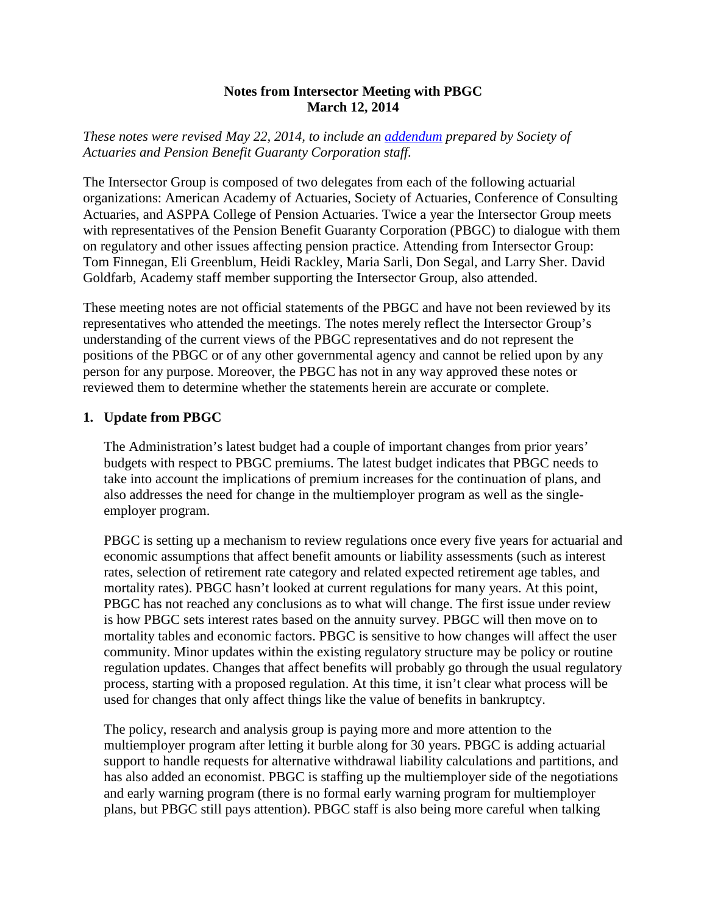**Notes from Intersector Meeting with PBGC**
**March 12, 2014**

*These notes were revised May 22, 2014, to include an addendum prepared by Society of Actuaries and Pension Benefit Guaranty Corporation staff.*

The Intersector Group is composed of two delegates from each of the following actuarial organizations: American Academy of Actuaries, Society of Actuaries, Conference of Consulting Actuaries, and ASPPA College of Pension Actuaries. Twice a year the Intersector Group meets with representatives of the Pension Benefit Guaranty Corporation (PBGC) to dialogue with them on regulatory and other issues affecting pension practice. Attending from Intersector Group: Tom Finnegan, Eli Greenblum, Heidi Rackley, Maria Sarli, Don Segal, and Larry Sher. David Goldfarb, Academy staff member supporting the Intersector Group, also attended.

These meeting notes are not official statements of the PBGC and have not been reviewed by its representatives who attended the meetings. The notes merely reflect the Intersector Group's understanding of the current views of the PBGC representatives and do not represent the positions of the PBGC or of any other governmental agency and cannot be relied upon by any person for any purpose. Moreover, the PBGC has not in any way approved these notes or reviewed them to determine whether the statements herein are accurate or complete.

## 1. Update from PBGC

The Administration's latest budget had a couple of important changes from prior years' budgets with respect to PBGC premiums. The latest budget indicates that PBGC needs to take into account the implications of premium increases for the continuation of plans, and also addresses the need for change in the multiemployer program as well as the single-employer program.

PBGC is setting up a mechanism to review regulations once every five years for actuarial and economic assumptions that affect benefit amounts or liability assessments (such as interest rates, selection of retirement rate category and related expected retirement age tables, and mortality rates). PBGC hasn't looked at current regulations for many years. At this point, PBGC has not reached any conclusions as to what will change. The first issue under review is how PBGC sets interest rates based on the annuity survey. PBGC will then move on to mortality tables and economic factors. PBGC is sensitive to how changes will affect the user community. Minor updates within the existing regulatory structure may be policy or routine regulation updates. Changes that affect benefits will probably go through the usual regulatory process, starting with a proposed regulation. At this time, it isn't clear what process will be used for changes that only affect things like the value of benefits in bankruptcy.

The policy, research and analysis group is paying more and more attention to the multiemployer program after letting it burble along for 30 years. PBGC is adding actuarial support to handle requests for alternative withdrawal liability calculations and partitions, and has also added an economist. PBGC is staffing up the multiemployer side of the negotiations and early warning program (there is no formal early warning program for multiemployer plans, but PBGC still pays attention). PBGC staff is also being more careful when talking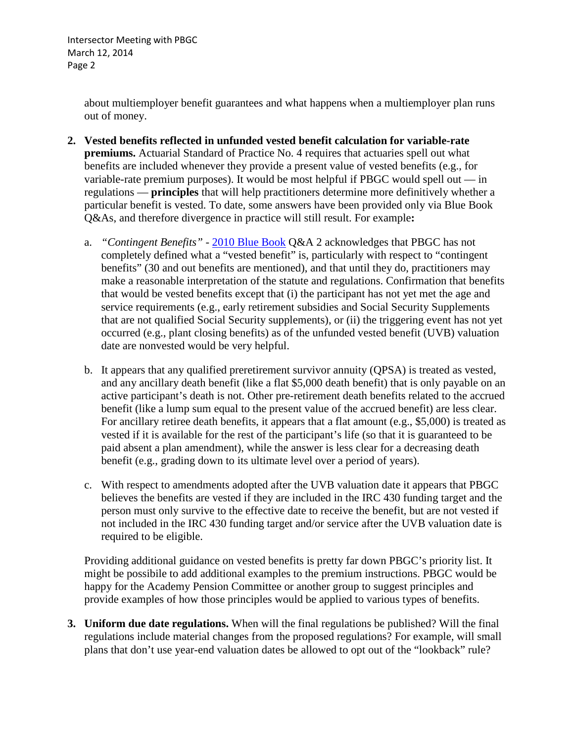about multiemployer benefit guarantees and what happens when a multiemployer plan runs out of money.

2. **Vested benefits reflected in unfunded vested benefit calculation for variable-rate premiums.** Actuarial Standard of Practice No. 4 requires that actuaries spell out what benefits are included whenever they provide a present value of vested benefits (e.g., for variable-rate premium purposes). It would be most helpful if PBGC would spell out — in regulations — **principles** that will help practitioners determine more definitively whether a particular benefit is vested. To date, some answers have been provided only via Blue Book Q&As, and therefore divergence in practice will still result. For example**:**

   a. *"Contingent Benefits"* - 2010 Blue Book Q&A 2 acknowledges that PBGC has not completely defined what a "vested benefit" is, particularly with respect to "contingent benefits" (30 and out benefits are mentioned), and that until they do, practitioners may make a reasonable interpretation of the statute and regulations. Confirmation that benefits that would be vested benefits except that (i) the participant has not yet met the age and service requirements (e.g., early retirement subsidies and Social Security Supplements that are not qualified Social Security supplements), or (ii) the triggering event has not yet occurred (e.g., plant closing benefits) as of the unfunded vested benefit (UVB) valuation date are nonvested would be very helpful.

   b. It appears that any qualified preretirement survivor annuity (QPSA) is treated as vested, and any ancillary death benefit (like a flat $5,000 death benefit) that is only payable on an active participant's death is not. Other pre-retirement death benefits related to the accrued benefit (like a lump sum equal to the present value of the accrued benefit) are less clear. For ancillary retiree death benefits, it appears that a flat amount (e.g., $5,000) is treated as vested if it is available for the rest of the participant's life (so that it is guaranteed to be paid absent a plan amendment), while the answer is less clear for a decreasing death benefit (e.g., grading down to its ultimate level over a period of years).

   c. With respect to amendments adopted after the UVB valuation date it appears that PBGC believes the benefits are vested if they are included in the IRC 430 funding target and the person must only survive to the effective date to receive the benefit, but are not vested if not included in the IRC 430 funding target and/or service after the UVB valuation date is required to be eligible.

   Providing additional guidance on vested benefits is pretty far down PBGC's priority list. It might be possibile to add additional examples to the premium instructions. PBGC would be happy for the Academy Pension Committee or another group to suggest principles and provide examples of how those principles would be applied to various types of benefits.

3. **Uniform due date regulations.** When will the final regulations be published? Will the final regulations include material changes from the proposed regulations? For example, will small plans that don't use year-end valuation dates be allowed to opt out of the "lookback" rule?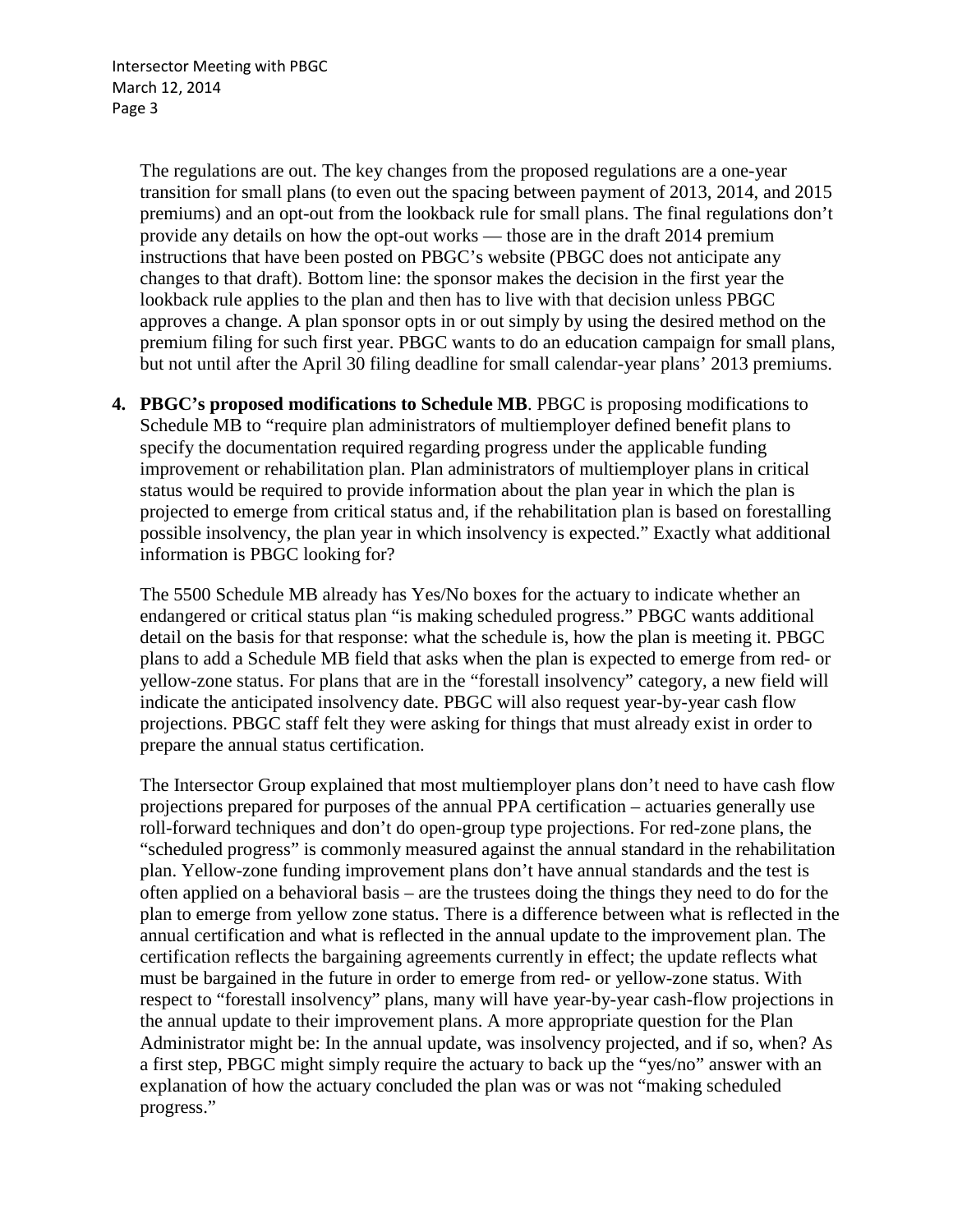The regulations are out. The key changes from the proposed regulations are a one-year transition for small plans (to even out the spacing between payment of 2013, 2014, and 2015 premiums) and an opt-out from the lookback rule for small plans. The final regulations don't provide any details on how the opt-out works — those are in the draft 2014 premium instructions that have been posted on PBGC's website (PBGC does not anticipate any changes to that draft). Bottom line: the sponsor makes the decision in the first year the lookback rule applies to the plan and then has to live with that decision unless PBGC approves a change. A plan sponsor opts in or out simply by using the desired method on the premium filing for such first year. PBGC wants to do an education campaign for small plans, but not until after the April 30 filing deadline for small calendar-year plans' 2013 premiums.

4. **PBGC's proposed modifications to Schedule MB**. PBGC is proposing modifications to Schedule MB to "require plan administrators of multiemployer defined benefit plans to specify the documentation required regarding progress under the applicable funding improvement or rehabilitation plan. Plan administrators of multiemployer plans in critical status would be required to provide information about the plan year in which the plan is projected to emerge from critical status and, if the rehabilitation plan is based on forestalling possible insolvency, the plan year in which insolvency is expected." Exactly what additional information is PBGC looking for?

   The 5500 Schedule MB already has Yes/No boxes for the actuary to indicate whether an endangered or critical status plan "is making scheduled progress." PBGC wants additional detail on the basis for that response: what the schedule is, how the plan is meeting it. PBGC plans to add a Schedule MB field that asks when the plan is expected to emerge from red- or yellow-zone status. For plans that are in the "forestall insolvency" category, a new field will indicate the anticipated insolvency date. PBGC will also request year-by-year cash flow projections. PBGC staff felt they were asking for things that must already exist in order to prepare the annual status certification.

   The Intersector Group explained that most multiemployer plans don't need to have cash flow projections prepared for purposes of the annual PPA certification – actuaries generally use roll-forward techniques and don't do open-group type projections. For red-zone plans, the "scheduled progress" is commonly measured against the annual standard in the rehabilitation plan. Yellow-zone funding improvement plans don't have annual standards and the test is often applied on a behavioral basis – are the trustees doing the things they need to do for the plan to emerge from yellow zone status. There is a difference between what is reflected in the annual certification and what is reflected in the annual update to the improvement plan. The certification reflects the bargaining agreements currently in effect; the update reflects what must be bargained in the future in order to emerge from red- or yellow-zone status. With respect to "forestall insolvency" plans, many will have year-by-year cash-flow projections in the annual update to their improvement plans. A more appropriate question for the Plan Administrator might be: In the annual update, was insolvency projected, and if so, when? As a first step, PBGC might simply require the actuary to back up the "yes/no" answer with an explanation of how the actuary concluded the plan was or was not "making scheduled progress."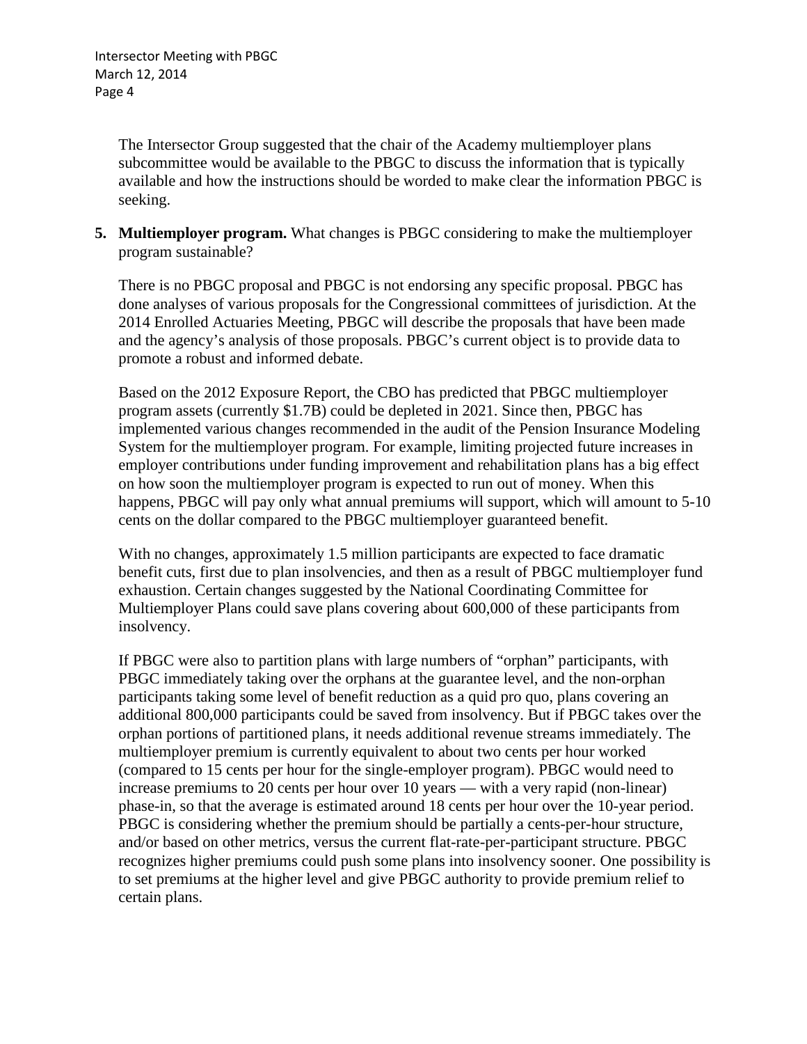The Intersector Group suggested that the chair of the Academy multiemployer plans subcommittee would be available to the PBGC to discuss the information that is typically available and how the instructions should be worded to make clear the information PBGC is seeking.

5. **Multiemployer program.** What changes is PBGC considering to make the multiemployer program sustainable?

   There is no PBGC proposal and PBGC is not endorsing any specific proposal. PBGC has done analyses of various proposals for the Congressional committees of jurisdiction. At the 2014 Enrolled Actuaries Meeting, PBGC will describe the proposals that have been made and the agency's analysis of those proposals. PBGC's current object is to provide data to promote a robust and informed debate.

   Based on the 2012 Exposure Report, the CBO has predicted that PBGC multiemployer program assets (currently $1.7B) could be depleted in 2021. Since then, PBGC has implemented various changes recommended in the audit of the Pension Insurance Modeling System for the multiemployer program. For example, limiting projected future increases in employer contributions under funding improvement and rehabilitation plans has a big effect on how soon the multiemployer program is expected to run out of money. When this happens, PBGC will pay only what annual premiums will support, which will amount to 5-10 cents on the dollar compared to the PBGC multiemployer guaranteed benefit.

   With no changes, approximately 1.5 million participants are expected to face dramatic benefit cuts, first due to plan insolvencies, and then as a result of PBGC multiemployer fund exhaustion. Certain changes suggested by the National Coordinating Committee for Multiemployer Plans could save plans covering about 600,000 of these participants from insolvency.

   If PBGC were also to partition plans with large numbers of "orphan" participants, with PBGC immediately taking over the orphans at the guarantee level, and the non-orphan participants taking some level of benefit reduction as a quid pro quo, plans covering an additional 800,000 participants could be saved from insolvency. But if PBGC takes over the orphan portions of partitioned plans, it needs additional revenue streams immediately. The multiemployer premium is currently equivalent to about two cents per hour worked (compared to 15 cents per hour for the single-employer program). PBGC would need to increase premiums to 20 cents per hour over 10 years — with a very rapid (non-linear) phase-in, so that the average is estimated around 18 cents per hour over the 10-year period. PBGC is considering whether the premium should be partially a cents-per-hour structure, and/or based on other metrics, versus the current flat-rate-per-participant structure. PBGC recognizes higher premiums could push some plans into insolvency sooner. One possibility is to set premiums at the higher level and give PBGC authority to provide premium relief to certain plans.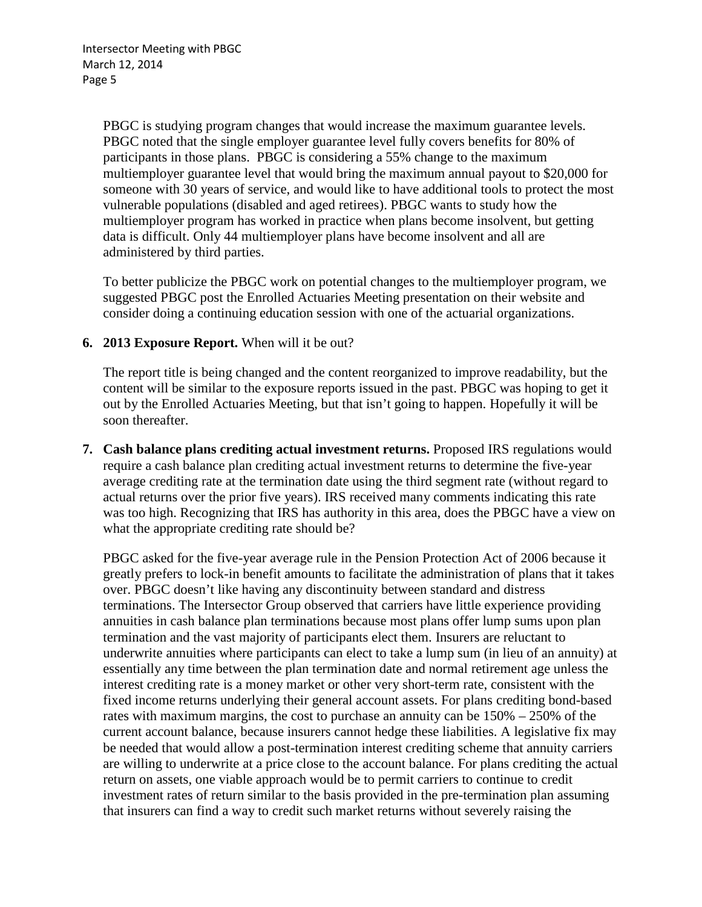PBGC is studying program changes that would increase the maximum guarantee levels. PBGC noted that the single employer guarantee level fully covers benefits for 80% of participants in those plans. PBGC is considering a 55% change to the maximum multiemployer guarantee level that would bring the maximum annual payout to $20,000 for someone with 30 years of service, and would like to have additional tools to protect the most vulnerable populations (disabled and aged retirees). PBGC wants to study how the multiemployer program has worked in practice when plans become insolvent, but getting data is difficult. Only 44 multiemployer plans have become insolvent and all are administered by third parties.

To better publicize the PBGC work on potential changes to the multiemployer program, we suggested PBGC post the Enrolled Actuaries Meeting presentation on their website and consider doing a continuing education session with one of the actuarial organizations.

6. **2013 Exposure Report.** When will it be out?

   The report title is being changed and the content reorganized to improve readability, but the content will be similar to the exposure reports issued in the past. PBGC was hoping to get it out by the Enrolled Actuaries Meeting, but that isn't going to happen. Hopefully it will be soon thereafter.

7. **Cash balance plans crediting actual investment returns.** Proposed IRS regulations would require a cash balance plan crediting actual investment returns to determine the five-year average crediting rate at the termination date using the third segment rate (without regard to actual returns over the prior five years). IRS received many comments indicating this rate was too high. Recognizing that IRS has authority in this area, does the PBGC have a view on what the appropriate crediting rate should be?

   PBGC asked for the five-year average rule in the Pension Protection Act of 2006 because it greatly prefers to lock-in benefit amounts to facilitate the administration of plans that it takes over. PBGC doesn't like having any discontinuity between standard and distress terminations. The Intersector Group observed that carriers have little experience providing annuities in cash balance plan terminations because most plans offer lump sums upon plan termination and the vast majority of participants elect them. Insurers are reluctant to underwrite annuities where participants can elect to take a lump sum (in lieu of an annuity) at essentially any time between the plan termination date and normal retirement age unless the interest crediting rate is a money market or other very short-term rate, consistent with the fixed income returns underlying their general account assets. For plans crediting bond-based rates with maximum margins, the cost to purchase an annuity can be 150% – 250% of the current account balance, because insurers cannot hedge these liabilities. A legislative fix may be needed that would allow a post-termination interest crediting scheme that annuity carriers are willing to underwrite at a price close to the account balance. For plans crediting the actual return on assets, one viable approach would be to permit carriers to continue to credit investment rates of return similar to the basis provided in the pre-termination plan assuming that insurers can find a way to credit such market returns without severely raising the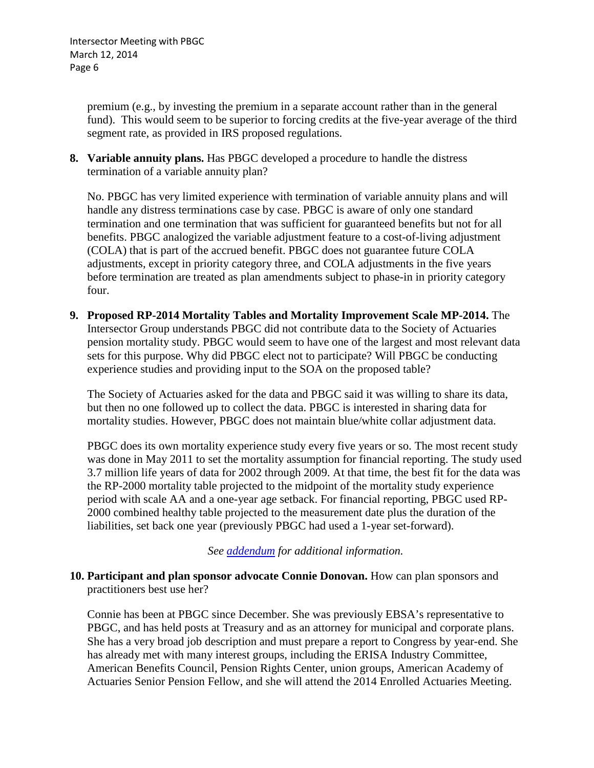premium (e.g., by investing the premium in a separate account rather than in the general fund). This would seem to be superior to forcing credits at the five-year average of the third segment rate, as provided in IRS proposed regulations.

8. **Variable annuity plans.** Has PBGC developed a procedure to handle the distress termination of a variable annuity plan?

   No. PBGC has very limited experience with termination of variable annuity plans and will handle any distress terminations case by case. PBGC is aware of only one standard termination and one termination that was sufficient for guaranteed benefits but not for all benefits. PBGC analogized the variable adjustment feature to a cost-of-living adjustment (COLA) that is part of the accrued benefit. PBGC does not guarantee future COLA adjustments, except in priority category three, and COLA adjustments in the five years before termination are treated as plan amendments subject to phase-in in priority category four.

9. **Proposed RP-2014 Mortality Tables and Mortality Improvement Scale MP-2014.** The Intersector Group understands PBGC did not contribute data to the Society of Actuaries pension mortality study. PBGC would seem to have one of the largest and most relevant data sets for this purpose. Why did PBGC elect not to participate? Will PBGC be conducting experience studies and providing input to the SOA on the proposed table?

   The Society of Actuaries asked for the data and PBGC said it was willing to share its data, but then no one followed up to collect the data. PBGC is interested in sharing data for mortality studies. However, PBGC does not maintain blue/white collar adjustment data.

   PBGC does its own mortality experience study every five years or so. The most recent study was done in May 2011 to set the mortality assumption for financial reporting. The study used 3.7 million life years of data for 2002 through 2009. At that time, the best fit for the data was the RP-2000 mortality table projected to the midpoint of the mortality study experience period with scale AA and a one-year age setback. For financial reporting, PBGC used RP-2000 combined healthy table projected to the measurement date plus the duration of the liabilities, set back one year (previously PBGC had used a 1-year set-forward).

   *See addendum for additional information.*

10. **Participant and plan sponsor advocate Connie Donovan.** How can plan sponsors and practitioners best use her?

   Connie has been at PBGC since December. She was previously EBSA's representative to PBGC, and has held posts at Treasury and as an attorney for municipal and corporate plans. She has a very broad job description and must prepare a report to Congress by year-end. She has already met with many interest groups, including the ERISA Industry Committee, American Benefits Council, Pension Rights Center, union groups, American Academy of Actuaries Senior Pension Fellow, and she will attend the 2014 Enrolled Actuaries Meeting.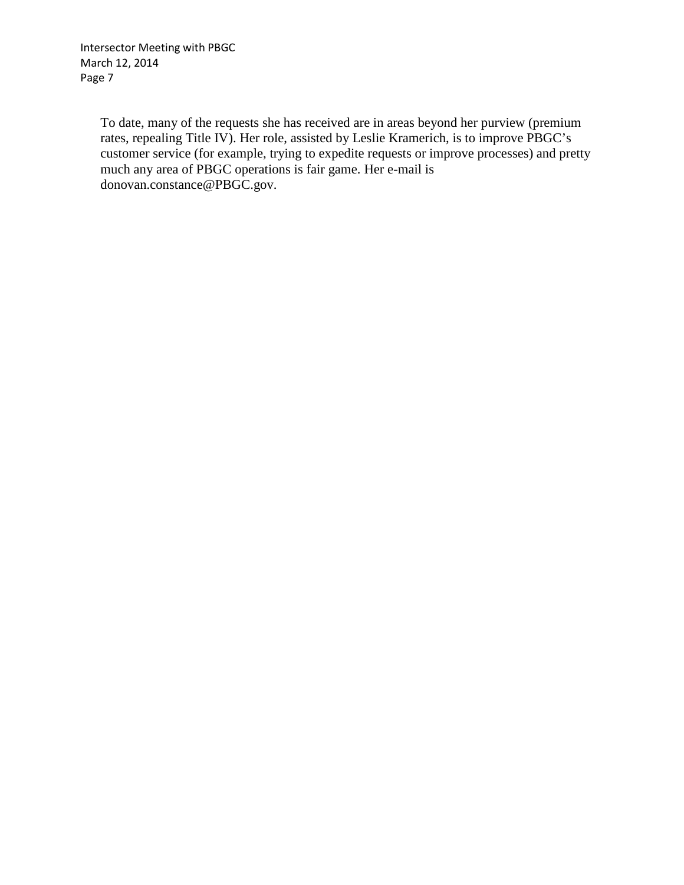To date, many of the requests she has received are in areas beyond her purview (premium rates, repealing Title IV). Her role, assisted by Leslie Kramerich, is to improve PBGC's customer service (for example, trying to expedite requests or improve processes) and pretty much any area of PBGC operations is fair game. Her e-mail is donovan.constance@PBGC.gov.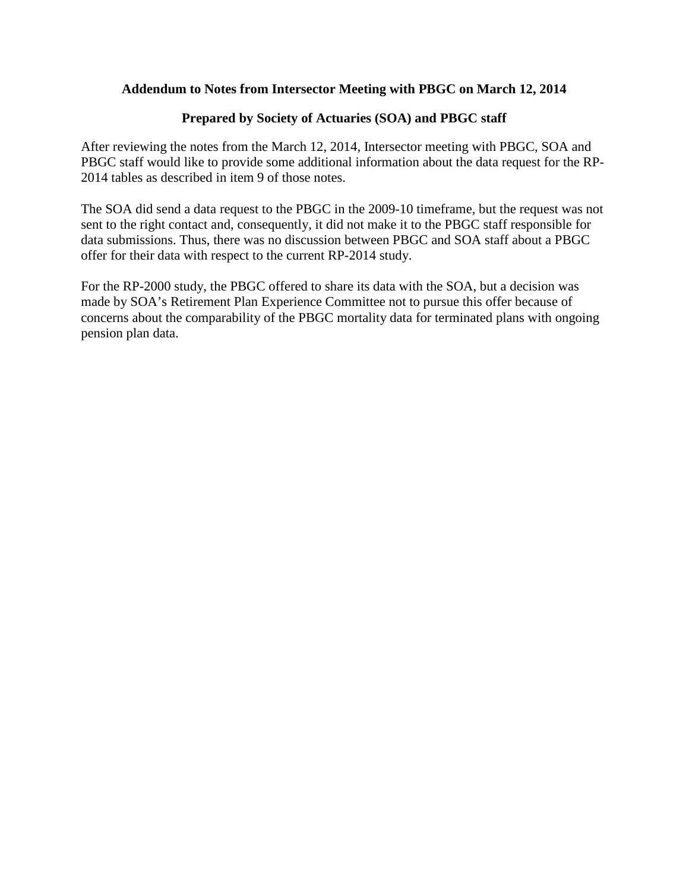**Addendum to Notes from Intersector Meeting with PBGC on March 12, 2014**

**Prepared by Society of Actuaries (SOA) and PBGC staff**

After reviewing the notes from the March 12, 2014, Intersector meeting with PBGC, SOA and PBGC staff would like to provide some additional information about the data request for the RP-2014 tables as described in item 9 of those notes.

The SOA did send a data request to the PBGC in the 2009-10 timeframe, but the request was not sent to the right contact and, consequently, it did not make it to the PBGC staff responsible for data submissions. Thus, there was no discussion between PBGC and SOA staff about a PBGC offer for their data with respect to the current RP-2014 study.

For the RP-2000 study, the PBGC offered to share its data with the SOA, but a decision was made by SOA's Retirement Plan Experience Committee not to pursue this offer because of concerns about the comparability of the PBGC mortality data for terminated plans with ongoing pension plan data.